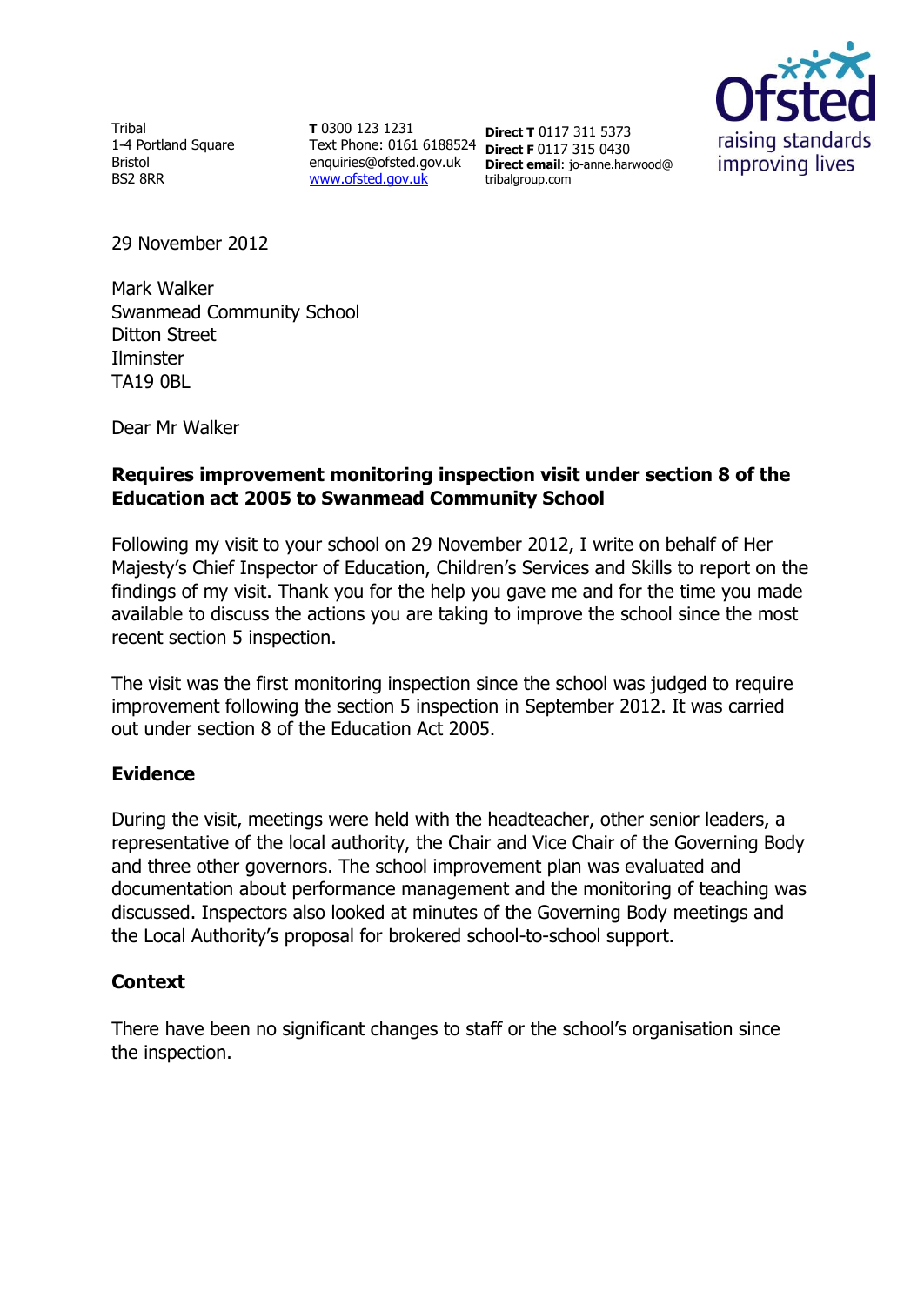Tribal
1-4 Portland Square
Bristol
BS2 8RR

**T** 0300 123 1231
Text Phone: 0161 6188524
enquiries@ofsted.gov.uk
www.ofsted.gov.uk

**Direct T** 0117 311 5373
**Direct F** 0117 315 0430
**Direct email**: jo-anne.harwood@tribalgroup.com

Ofsted
raising standards
improving lives

29 November 2012

Mark Walker
Swanmead Community School
Ditton Street
Ilminster
TA19 0BL

Dear Mr Walker

**Requires improvement monitoring inspection visit under section 8 of the Education act 2005 to Swanmead Community School**

Following my visit to your school on 29 November 2012, I write on behalf of Her Majesty's Chief Inspector of Education, Children's Services and Skills to report on the findings of my visit. Thank you for the help you gave me and for the time you made available to discuss the actions you are taking to improve the school since the most recent section 5 inspection.

The visit was the first monitoring inspection since the school was judged to require improvement following the section 5 inspection in September 2012. It was carried out under section 8 of the Education Act 2005.

## Evidence

During the visit, meetings were held with the headteacher, other senior leaders, a representative of the local authority, the Chair and Vice Chair of the Governing Body and three other governors. The school improvement plan was evaluated and documentation about performance management and the monitoring of teaching was discussed. Inspectors also looked at minutes of the Governing Body meetings and the Local Authority's proposal for brokered school-to-school support.

## Context

There have been no significant changes to staff or the school's organisation since the inspection.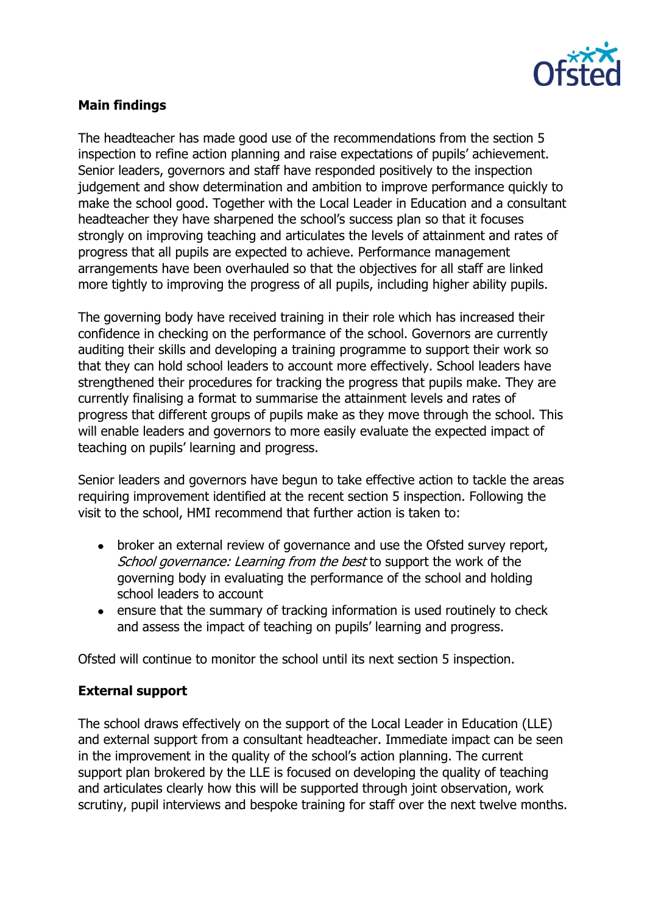**Main findings**

The headteacher has made good use of the recommendations from the section 5 inspection to refine action planning and raise expectations of pupils' achievement. Senior leaders, governors and staff have responded positively to the inspection judgement and show determination and ambition to improve performance quickly to make the school good. Together with the Local Leader in Education and a consultant headteacher they have sharpened the school's success plan so that it focuses strongly on improving teaching and articulates the levels of attainment and rates of progress that all pupils are expected to achieve. Performance management arrangements have been overhauled so that the objectives for all staff are linked more tightly to improving the progress of all pupils, including higher ability pupils.

The governing body have received training in their role which has increased their confidence in checking on the performance of the school. Governors are currently auditing their skills and developing a training programme to support their work so that they can hold school leaders to account more effectively. School leaders have strengthened their procedures for tracking the progress that pupils make. They are currently finalising a format to summarise the attainment levels and rates of progress that different groups of pupils make as they move through the school. This will enable leaders and governors to more easily evaluate the expected impact of teaching on pupils' learning and progress.

Senior leaders and governors have begun to take effective action to tackle the areas requiring improvement identified at the recent section 5 inspection. Following the visit to the school, HMI recommend that further action is taken to:

- broker an external review of governance and use the Ofsted survey report, *School governance: Learning from the best* to support the work of the governing body in evaluating the performance of the school and holding school leaders to account
- ensure that the summary of tracking information is used routinely to check and assess the impact of teaching on pupils' learning and progress.

Ofsted will continue to monitor the school until its next section 5 inspection.

**External support**

The school draws effectively on the support of the Local Leader in Education (LLE) and external support from a consultant headteacher. Immediate impact can be seen in the improvement in the quality of the school's action planning. The current support plan brokered by the LLE is focused on developing the quality of teaching and articulates clearly how this will be supported through joint observation, work scrutiny, pupil interviews and bespoke training for staff over the next twelve months.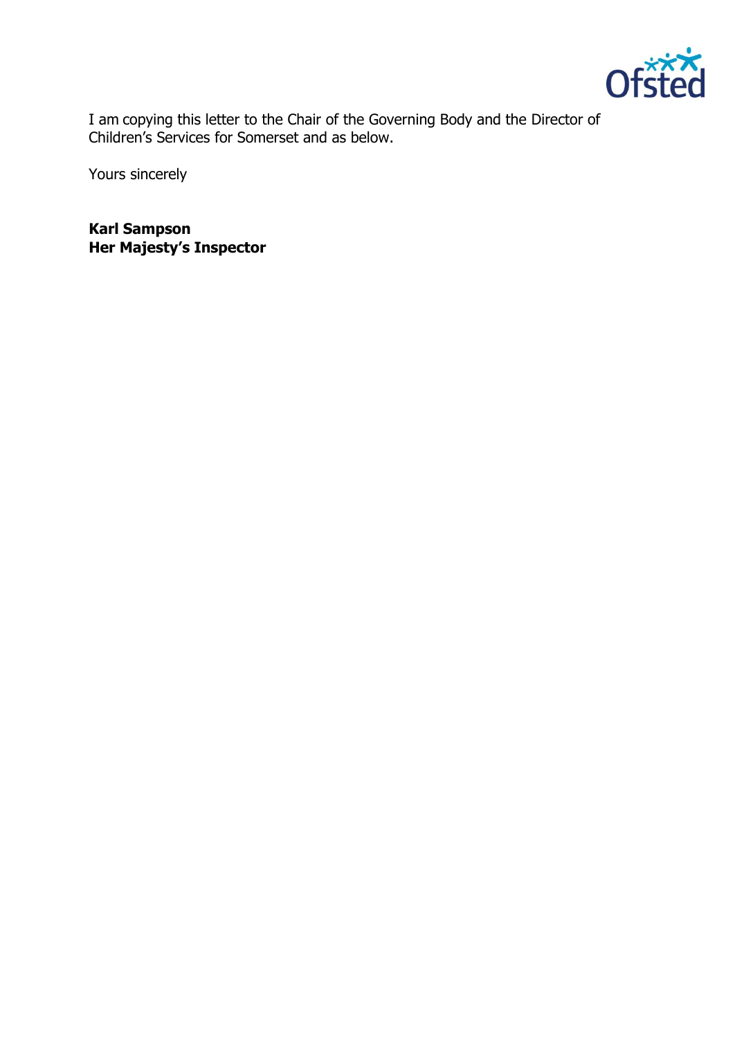I am copying this letter to the Chair of the Governing Body and the Director of Children's Services for Somerset and as below.

Yours sincerely

**Karl Sampson**
**Her Majesty's Inspector**